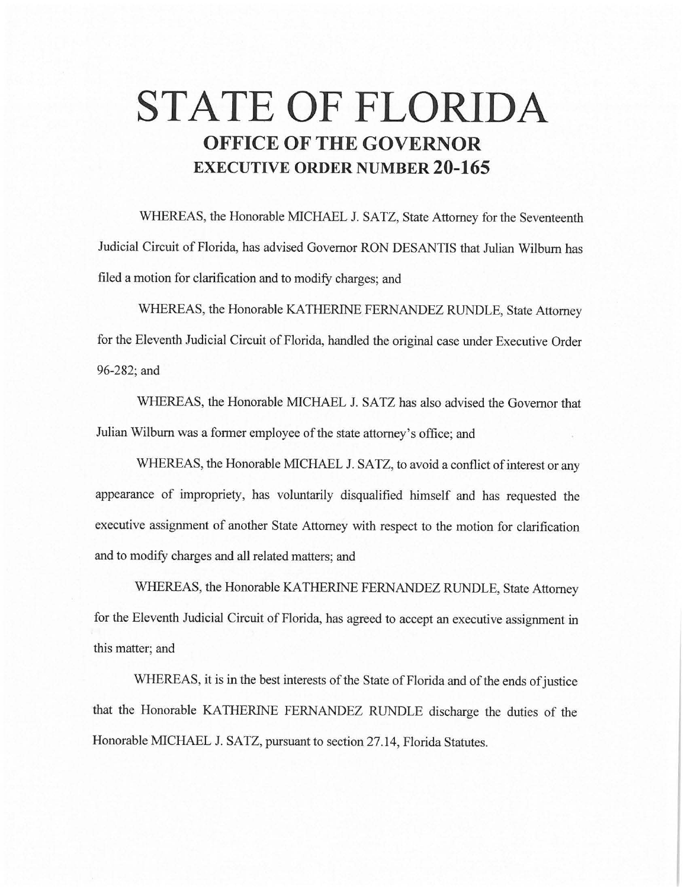# STATE OF FLORIDA

## OFFICE OF THE GOVERNOR

## EXECUTIVE ORDER NUMBER 20-165

WHEREAS, the Honorable MICHAEL J. SATZ, State Attorney for the Seventeenth Judicial Circuit of Florida, has advised Governor RON DESANTIS that Julian Wilburn has filed a motion for clarification and to modify charges; and

WHEREAS, the Honorable KATHERINE FERNANDEZ RUNDLE, State Attorney for the Eleventh Judicial Circuit of Florida, handled the original case under Executive Order 96-282; and

WHEREAS, the Honorable MICHAEL J. SATZ has also advised the Governor that Julian Wilburn was a former employee of the state attorney's office; and

WHEREAS, the Honorable MICHAEL J. SATZ, to avoid a conflict of interest or any appearance of impropriety, has voluntarily disqualified himself and has requested the executive assignment of another State Attorney with respect to the motion for clarification and to modify charges and all related matters; and

WHEREAS, the Honorable KATHERINE FERNANDEZ RUNDLE, State Attorney for the Eleventh Judicial Circuit of Florida, has agreed to accept an executive assignment in this matter; and

WHEREAS, it is in the best interests of the State of Florida and of the ends of justice that the Honorable KATHERINE FERNANDEZ RUNDLE discharge the duties of the Honorable MICHAEL J. SATZ, pursuant to section 27.14, Florida Statutes.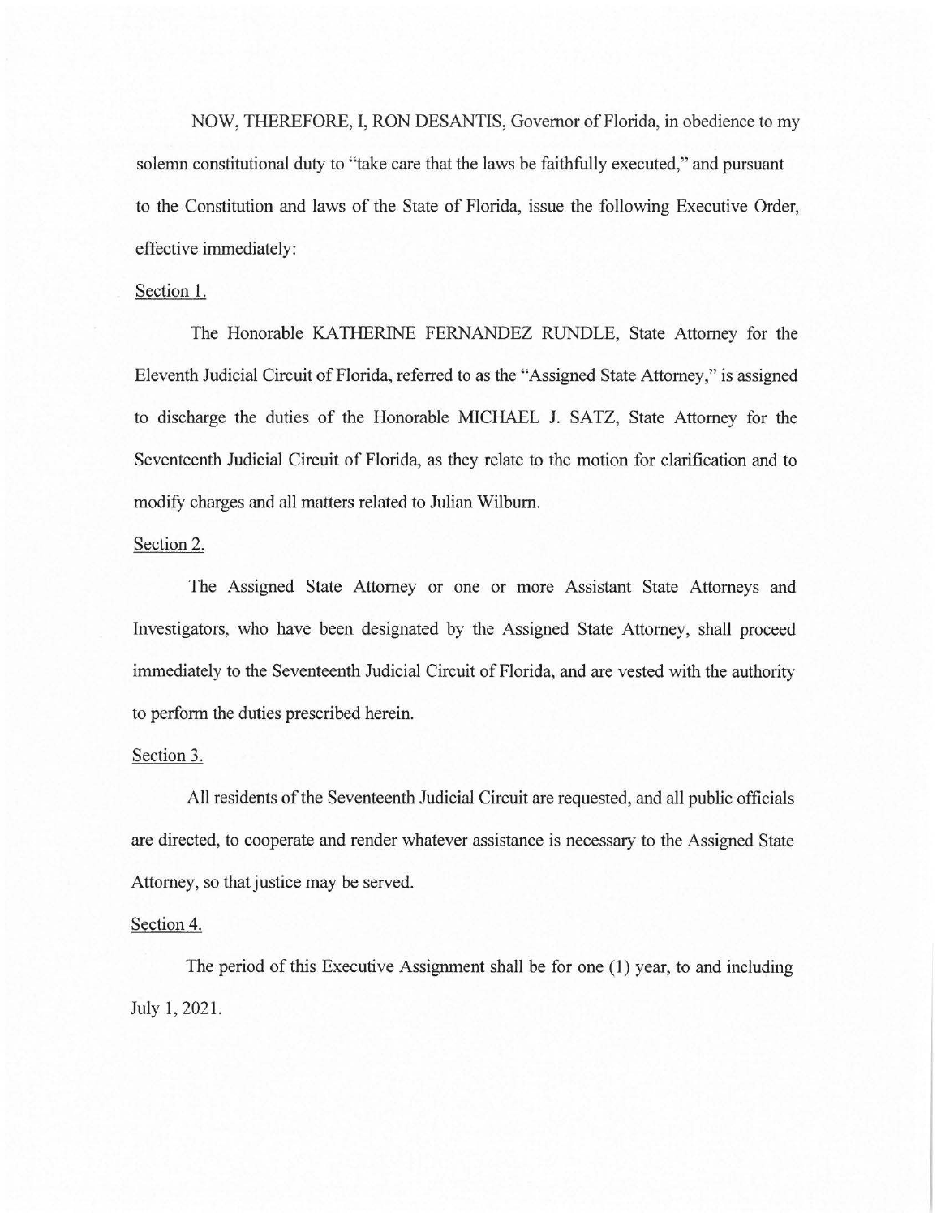NOW, THEREFORE, I, RON DESANTIS, Governor of Florida, in obedience to my solemn constitutional duty to "take care that the laws be faithfully executed," and pursuant to the Constitution and laws of the State of Florida, issue the following Executive Order, effective immediately:

Section 1.

The Honorable KATHERINE FERNANDEZ RUNDLE, State Attorney for the Eleventh Judicial Circuit of Florida, referred to as the "Assigned State Attorney," is assigned to discharge the duties of the Honorable MICHAEL J. SATZ, State Attorney for the Seventeenth Judicial Circuit of Florida, as they relate to the motion for clarification and to modify charges and all matters related to Julian Wilburn.

Section 2.

The Assigned State Attorney or one or more Assistant State Attorneys and Investigators, who have been designated by the Assigned State Attorney, shall proceed immediately to the Seventeenth Judicial Circuit of Florida, and are vested with the authority to perform the duties prescribed herein.

Section 3.

All residents of the Seventeenth Judicial Circuit are requested, and all public officials are directed, to cooperate and render whatever assistance is necessary to the Assigned State Attorney, so that justice may be served.

Section 4.

The period of this Executive Assignment shall be for one (1) year, to and including July 1, 2021.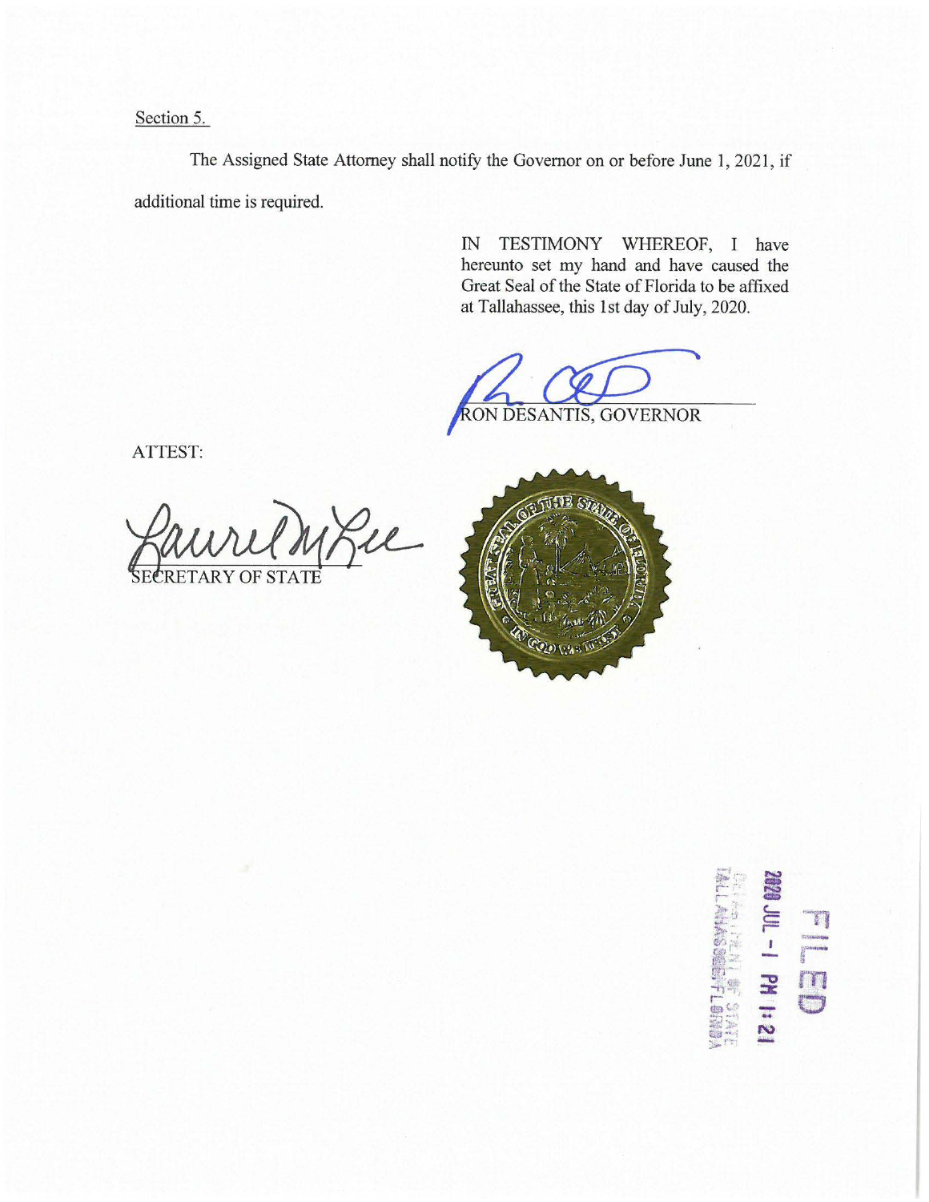Section 5.

The Assigned State Attorney shall notify the Governor on or before June 1, 2021, if additional time is required.

IN TESTIMONY WHEREOF, I have hereunto set my hand and have caused the Great Seal of the State of Florida to be affixed at Tallahassee, this 1st day of July, 2020.

RON DESANTIS, GOVERNOR

ATTEST:

SECRETARY OF STATE

FILED

2020 JUL -1 PM 1:21

DEPARTMENT OF STATE
TALLAHASSEE, FLORIDA